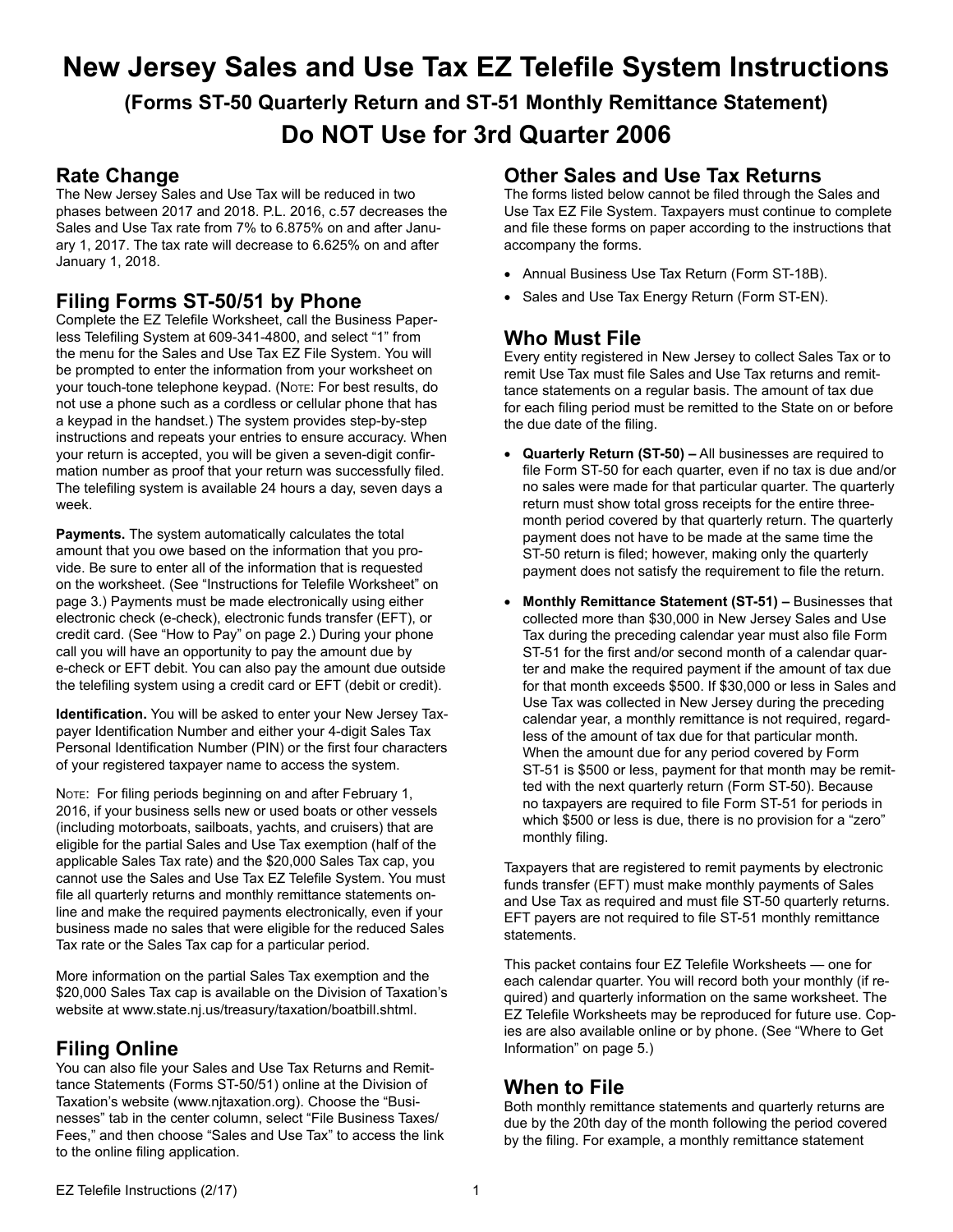# New Jersey Sales and Use Tax EZ Telefile System Instructions

## (Forms ST-50 Quarterly Return and ST-51 Monthly Remittance Statement)

## Do NOT Use for 3rd Quarter 2006

## Rate Change

The New Jersey Sales and Use Tax will be reduced in two phases between 2017 and 2018. P.L. 2016, c.57 decreases the Sales and Use Tax rate from 7% to 6.875% on and after January 1, 2017. The tax rate will decrease to 6.625% on and after January 1, 2018.

## Filing Forms ST-50/51 by Phone

Complete the EZ Telefile Worksheet, call the Business Paperless Telefiling System at 609-341-4800, and select "1" from the menu for the Sales and Use Tax EZ File System. You will be prompted to enter the information from your worksheet on your touch-tone telephone keypad. (Note: For best results, do not use a phone such as a cordless or cellular phone that has a keypad in the handset.) The system provides step-by-step instructions and repeats your entries to ensure accuracy. When your return is accepted, you will be given a seven-digit confirmation number as proof that your return was successfully filed. The telefiling system is available 24 hours a day, seven days a week.

**Payments.** The system automatically calculates the total amount that you owe based on the information that you provide. Be sure to enter all of the information that is requested on the worksheet. (See "Instructions for Telefile Worksheet" on page 3.) Payments must be made electronically using either electronic check (e-check), electronic funds transfer (EFT), or credit card. (See "How to Pay" on page 2.) During your phone call you will have an opportunity to pay the amount due by e-check or EFT debit. You can also pay the amount due outside the telefiling system using a credit card or EFT (debit or credit).

**Identification.** You will be asked to enter your New Jersey Taxpayer Identification Number and either your 4-digit Sales Tax Personal Identification Number (PIN) or the first four characters of your registered taxpayer name to access the system.

Note: For filing periods beginning on and after February 1, 2016, if your business sells new or used boats or other vessels (including motorboats, sailboats, yachts, and cruisers) that are eligible for the partial Sales and Use Tax exemption (half of the applicable Sales Tax rate) and the $20,000 Sales Tax cap, you cannot use the Sales and Use Tax EZ Telefile System. You must file all quarterly returns and monthly remittance statements online and make the required payments electronically, even if your business made no sales that were eligible for the reduced Sales Tax rate or the Sales Tax cap for a particular period.

More information on the partial Sales Tax exemption and the $20,000 Sales Tax cap is available on the Division of Taxation's website at www.state.nj.us/treasury/taxation/boatbill.shtml.

## Filing Online

You can also file your Sales and Use Tax Returns and Remittance Statements (Forms ST-50/51) online at the Division of Taxation's website (www.njtaxation.org). Choose the "Businesses" tab in the center column, select "File Business Taxes/Fees," and then choose "Sales and Use Tax" to access the link to the online filing application.

## Other Sales and Use Tax Returns

The forms listed below cannot be filed through the Sales and Use Tax EZ File System. Taxpayers must continue to complete and file these forms on paper according to the instructions that accompany the forms.

- Annual Business Use Tax Return (Form ST-18B).
- Sales and Use Tax Energy Return (Form ST-EN).

## Who Must File

Every entity registered in New Jersey to collect Sales Tax or to remit Use Tax must file Sales and Use Tax returns and remittance statements on a regular basis. The amount of tax due for each filing period must be remitted to the State on or before the due date of the filing.

- **Quarterly Return (ST-50) –** All businesses are required to file Form ST-50 for each quarter, even if no tax is due and/or no sales were made for that particular quarter. The quarterly return must show total gross receipts for the entire three-month period covered by that quarterly return. The quarterly payment does not have to be made at the same time the ST-50 return is filed; however, making only the quarterly payment does not satisfy the requirement to file the return.
- **Monthly Remittance Statement (ST-51) –** Businesses that collected more than $30,000 in New Jersey Sales and Use Tax during the preceding calendar year must also file Form ST-51 for the first and/or second month of a calendar quarter and make the required payment if the amount of tax due for that month exceeds $500. If $30,000 or less in Sales and Use Tax was collected in New Jersey during the preceding calendar year, a monthly remittance is not required, regardless of the amount of tax due for that particular month. When the amount due for any period covered by Form ST-51 is $500 or less, payment for that month may be remitted with the next quarterly return (Form ST-50). Because no taxpayers are required to file Form ST-51 for periods in which $500 or less is due, there is no provision for a "zero" monthly filing.

Taxpayers that are registered to remit payments by electronic funds transfer (EFT) must make monthly payments of Sales and Use Tax as required and must file ST-50 quarterly returns. EFT payers are not required to file ST-51 monthly remittance statements.

This packet contains four EZ Telefile Worksheets — one for each calendar quarter. You will record both your monthly (if required) and quarterly information on the same worksheet. The EZ Telefile Worksheets may be reproduced for future use. Copies are also available online or by phone. (See "Where to Get Information" on page 5.)

## When to File

Both monthly remittance statements and quarterly returns are due by the 20th day of the month following the period covered by the filing. For example, a monthly remittance statement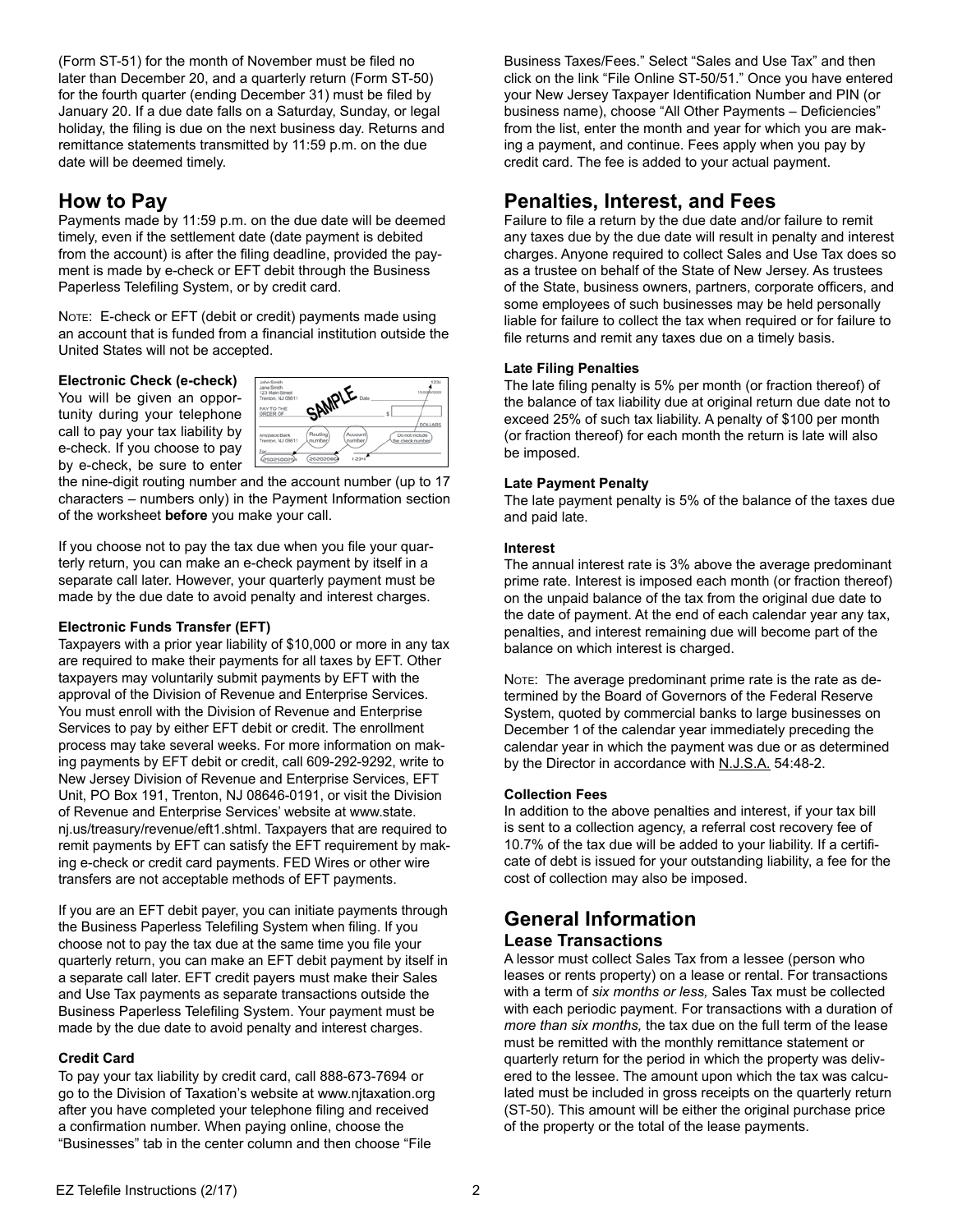(Form ST-51) for the month of November must be filed no later than December 20, and a quarterly return (Form ST-50) for the fourth quarter (ending December 31) must be filed by January 20. If a due date falls on a Saturday, Sunday, or legal holiday, the filing is due on the next business day. Returns and remittance statements transmitted by 11:59 p.m. on the due date will be deemed timely.

## How to Pay

Payments made by 11:59 p.m. on the due date will be deemed timely, even if the settlement date (date payment is debited from the account) is after the filing deadline, provided the payment is made by e-check or EFT debit through the Business Paperless Telefiling System, or by credit card.

Note: E-check or EFT (debit or credit) payments made using an account that is funded from a financial institution outside the United States will not be accepted.

**Electronic Check (e-check)**

You will be given an opportunity during your telephone call to pay your tax liability by e-check. If you choose to pay by e-check, be sure to enter the nine-digit routing number and the account number (up to 17 characters – numbers only) in the Payment Information section of the worksheet **before** you make your call.

If you choose not to pay the tax due when you file your quarterly return, you can make an e-check payment by itself in a separate call later. However, your quarterly payment must be made by the due date to avoid penalty and interest charges.

**Electronic Funds Transfer (EFT)**

Taxpayers with a prior year liability of $10,000 or more in any tax are required to make their payments for all taxes by EFT. Other taxpayers may voluntarily submit payments by EFT with the approval of the Division of Revenue and Enterprise Services. You must enroll with the Division of Revenue and Enterprise Services to pay by either EFT debit or credit. The enrollment process may take several weeks. For more information on making payments by EFT debit or credit, call 609-292-9292, write to New Jersey Division of Revenue and Enterprise Services, EFT Unit, PO Box 191, Trenton, NJ 08646-0191, or visit the Division of Revenue and Enterprise Services' website at www.state.nj.us/treasury/revenue/eft1.shtml. Taxpayers that are required to remit payments by EFT can satisfy the EFT requirement by making e-check or credit card payments. FED Wires or other wire transfers are not acceptable methods of EFT payments.

If you are an EFT debit payer, you can initiate payments through the Business Paperless Telefiling System when filing. If you choose not to pay the tax due at the same time you file your quarterly return, you can make an EFT debit payment by itself in a separate call later. EFT credit payers must make their Sales and Use Tax payments as separate transactions outside the Business Paperless Telefiling System. Your payment must be made by the due date to avoid penalty and interest charges.

**Credit Card**

To pay your tax liability by credit card, call 888-673-7694 or go to the Division of Taxation's website at www.njtaxation.org after you have completed your telephone filing and received a confirmation number. When paying online, choose the "Businesses" tab in the center column and then choose "File Business Taxes/Fees." Select "Sales and Use Tax" and then click on the link "File Online ST-50/51." Once you have entered your New Jersey Taxpayer Identification Number and PIN (or business name), choose "All Other Payments – Deficiencies" from the list, enter the month and year for which you are making a payment, and continue. Fees apply when you pay by credit card. The fee is added to your actual payment.

## Penalties, Interest, and Fees

Failure to file a return by the due date and/or failure to remit any taxes due by the due date will result in penalty and interest charges. Anyone required to collect Sales and Use Tax does so as a trustee on behalf of the State of New Jersey. As trustees of the State, business owners, partners, corporate officers, and some employees of such businesses may be held personally liable for failure to collect the tax when required or for failure to file returns and remit any taxes due on a timely basis.

**Late Filing Penalties**

The late filing penalty is 5% per month (or fraction thereof) of the balance of tax liability due at original return due date not to exceed 25% of such tax liability. A penalty of $100 per month (or fraction thereof) for each month the return is late will also be imposed.

**Late Payment Penalty**

The late payment penalty is 5% of the balance of the taxes due and paid late.

**Interest**

The annual interest rate is 3% above the average predominant prime rate. Interest is imposed each month (or fraction thereof) on the unpaid balance of the tax from the original due date to the date of payment. At the end of each calendar year any tax, penalties, and interest remaining due will become part of the balance on which interest is charged.

Note: The average predominant prime rate is the rate as determined by the Board of Governors of the Federal Reserve System, quoted by commercial banks to large businesses on December 1 of the calendar year immediately preceding the calendar year in which the payment was due or as determined by the Director in accordance with N.J.S.A. 54:48-2.

**Collection Fees**

In addition to the above penalties and interest, if your tax bill is sent to a collection agency, a referral cost recovery fee of 10.7% of the tax due will be added to your liability. If a certificate of debt is issued for your outstanding liability, a fee for the cost of collection may also be imposed.

## General Information

### Lease Transactions

A lessor must collect Sales Tax from a lessee (person who leases or rents property) on a lease or rental. For transactions with a term of *six months or less,* Sales Tax must be collected with each periodic payment. For transactions with a duration of *more than six months,* the tax due on the full term of the lease must be remitted with the monthly remittance statement or quarterly return for the period in which the property was delivered to the lessee. The amount upon which the tax was calculated must be included in gross receipts on the quarterly return (ST-50). This amount will be either the original purchase price of the property or the total of the lease payments.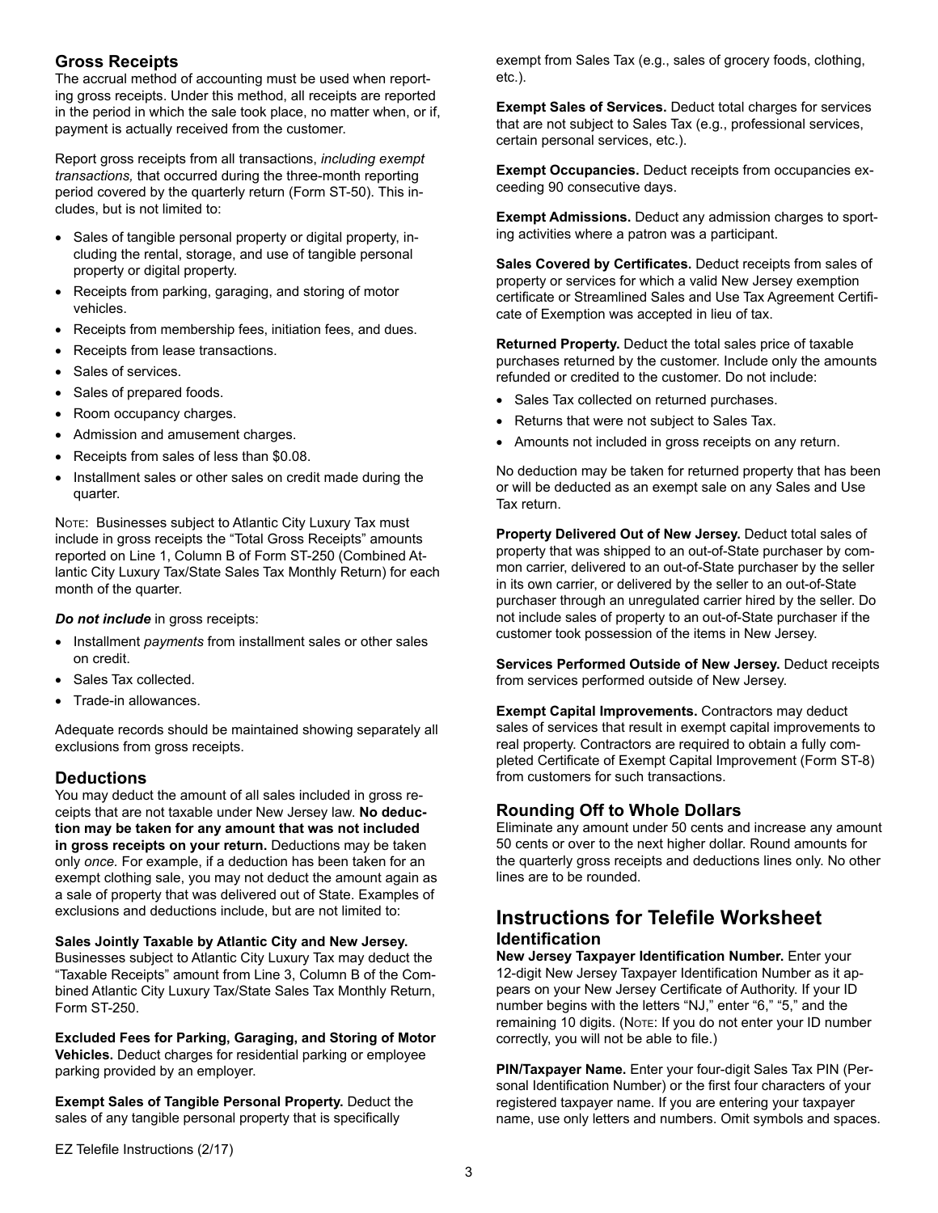## Gross Receipts

The accrual method of accounting must be used when reporting gross receipts. Under this method, all receipts are reported in the period in which the sale took place, no matter when, or if, payment is actually received from the customer.

Report gross receipts from all transactions, *including exempt transactions,* that occurred during the three-month reporting period covered by the quarterly return (Form ST-50). This includes, but is not limited to:

- Sales of tangible personal property or digital property, including the rental, storage, and use of tangible personal property or digital property.
- Receipts from parking, garaging, and storing of motor vehicles.
- Receipts from membership fees, initiation fees, and dues.
- Receipts from lease transactions.
- Sales of services.
- Sales of prepared foods.
- Room occupancy charges.
- Admission and amusement charges.
- Receipts from sales of less than $0.08.
- Installment sales or other sales on credit made during the quarter.

Note: Businesses subject to Atlantic City Luxury Tax must include in gross receipts the "Total Gross Receipts" amounts reported on Line 1, Column B of Form ST-250 (Combined Atlantic City Luxury Tax/State Sales Tax Monthly Return) for each month of the quarter.

***Do not include*** in gross receipts:

- Installment *payments* from installment sales or other sales on credit.
- Sales Tax collected.
- Trade-in allowances.

Adequate records should be maintained showing separately all exclusions from gross receipts.

## Deductions

You may deduct the amount of all sales included in gross receipts that are not taxable under New Jersey law. **No deduction may be taken for any amount that was not included in gross receipts on your return.** Deductions may be taken only *once.* For example, if a deduction has been taken for an exempt clothing sale, you may not deduct the amount again as a sale of property that was delivered out of State. Examples of exclusions and deductions include, but are not limited to:

**Sales Jointly Taxable by Atlantic City and New Jersey.** Businesses subject to Atlantic City Luxury Tax may deduct the "Taxable Receipts" amount from Line 3, Column B of the Combined Atlantic City Luxury Tax/State Sales Tax Monthly Return, Form ST-250.

**Excluded Fees for Parking, Garaging, and Storing of Motor Vehicles.** Deduct charges for residential parking or employee parking provided by an employer.

**Exempt Sales of Tangible Personal Property.** Deduct the sales of any tangible personal property that is specifically exempt from Sales Tax (e.g., sales of grocery foods, clothing, etc.).

**Exempt Sales of Services.** Deduct total charges for services that are not subject to Sales Tax (e.g., professional services, certain personal services, etc.).

**Exempt Occupancies.** Deduct receipts from occupancies exceeding 90 consecutive days.

**Exempt Admissions.** Deduct any admission charges to sporting activities where a patron was a participant.

**Sales Covered by Certificates.** Deduct receipts from sales of property or services for which a valid New Jersey exemption certificate or Streamlined Sales and Use Tax Agreement Certificate of Exemption was accepted in lieu of tax.

**Returned Property.** Deduct the total sales price of taxable purchases returned by the customer. Include only the amounts refunded or credited to the customer. Do not include:

- Sales Tax collected on returned purchases.
- Returns that were not subject to Sales Tax.
- Amounts not included in gross receipts on any return.

No deduction may be taken for returned property that has been or will be deducted as an exempt sale on any Sales and Use Tax return.

**Property Delivered Out of New Jersey.** Deduct total sales of property that was shipped to an out-of-State purchaser by common carrier, delivered to an out-of-State purchaser by the seller in its own carrier, or delivered by the seller to an out-of-State purchaser through an unregulated carrier hired by the seller. Do not include sales of property to an out-of-State purchaser if the customer took possession of the items in New Jersey.

**Services Performed Outside of New Jersey.** Deduct receipts from services performed outside of New Jersey.

**Exempt Capital Improvements.** Contractors may deduct sales of services that result in exempt capital improvements to real property. Contractors are required to obtain a fully completed Certificate of Exempt Capital Improvement (Form ST-8) from customers for such transactions.

## Rounding Off to Whole Dollars

Eliminate any amount under 50 cents and increase any amount 50 cents or over to the next higher dollar. Round amounts for the quarterly gross receipts and deductions lines only. No other lines are to be rounded.

# Instructions for Telefile Worksheet

## Identification

**New Jersey Taxpayer Identification Number.** Enter your 12-digit New Jersey Taxpayer Identification Number as it appears on your New Jersey Certificate of Authority. If your ID number begins with the letters "NJ," enter "6," "5," and the remaining 10 digits. (Note: If you do not enter your ID number correctly, you will not be able to file.)

**PIN/Taxpayer Name.** Enter your four-digit Sales Tax PIN (Personal Identification Number) or the first four characters of your registered taxpayer name. If you are entering your taxpayer name, use only letters and numbers. Omit symbols and spaces.

EZ Telefile Instructions (2/17)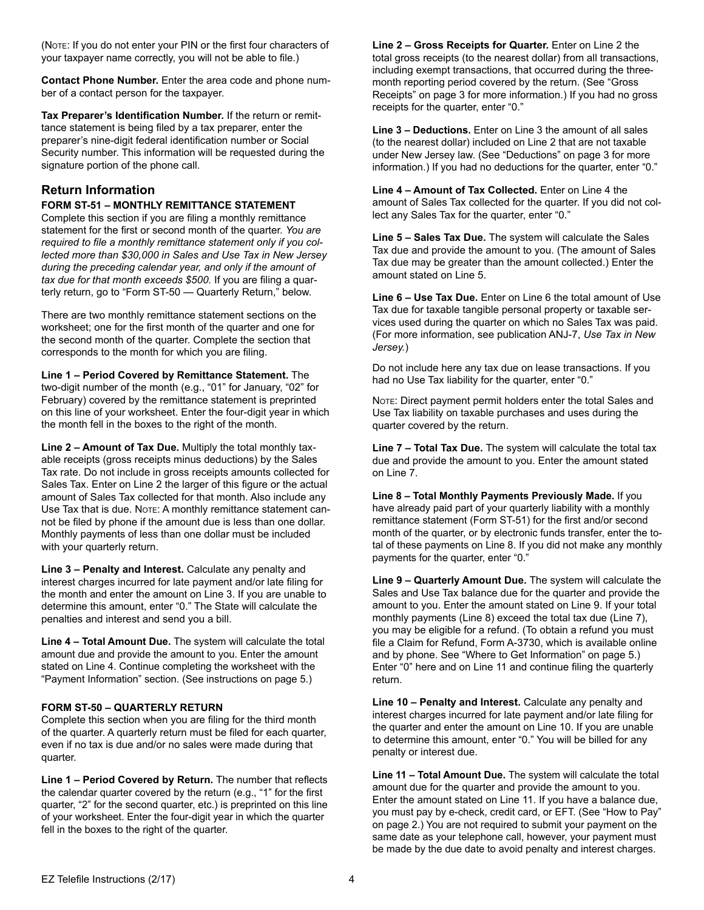(Note: If you do not enter your PIN or the first four characters of your taxpayer name correctly, you will not be able to file.)

**Contact Phone Number.** Enter the area code and phone number of a contact person for the taxpayer.

**Tax Preparer's Identification Number.** If the return or remittance statement is being filed by a tax preparer, enter the preparer's nine-digit federal identification number or Social Security number. This information will be requested during the signature portion of the phone call.

## Return Information

### FORM ST-51 – MONTHLY REMITTANCE STATEMENT

Complete this section if you are filing a monthly remittance statement for the first or second month of the quarter. *You are required to file a monthly remittance statement only if you collected more than $30,000 in Sales and Use Tax in New Jersey during the preceding calendar year, and only if the amount of tax due for that month exceeds $500.* If you are filing a quarterly return, go to "Form ST-50 — Quarterly Return," below.

There are two monthly remittance statement sections on the worksheet; one for the first month of the quarter and one for the second month of the quarter. Complete the section that corresponds to the month for which you are filing.

**Line 1 – Period Covered by Remittance Statement.** The two-digit number of the month (e.g., "01" for January, "02" for February) covered by the remittance statement is preprinted on this line of your worksheet. Enter the four-digit year in which the month fell in the boxes to the right of the month.

**Line 2 – Amount of Tax Due.** Multiply the total monthly taxable receipts (gross receipts minus deductions) by the Sales Tax rate. Do not include in gross receipts amounts collected for Sales Tax. Enter on Line 2 the larger of this figure or the actual amount of Sales Tax collected for that month. Also include any Use Tax that is due. Note: A monthly remittance statement cannot be filed by phone if the amount due is less than one dollar. Monthly payments of less than one dollar must be included with your quarterly return.

**Line 3 – Penalty and Interest.** Calculate any penalty and interest charges incurred for late payment and/or late filing for the month and enter the amount on Line 3. If you are unable to determine this amount, enter "0." The State will calculate the penalties and interest and send you a bill.

**Line 4 – Total Amount Due.** The system will calculate the total amount due and provide the amount to you. Enter the amount stated on Line 4. Continue completing the worksheet with the "Payment Information" section. (See instructions on page 5.)

### FORM ST-50 – QUARTERLY RETURN

Complete this section when you are filing for the third month of the quarter. A quarterly return must be filed for each quarter, even if no tax is due and/or no sales were made during that quarter.

**Line 1 – Period Covered by Return.** The number that reflects the calendar quarter covered by the return (e.g., "1" for the first quarter, "2" for the second quarter, etc.) is preprinted on this line of your worksheet. Enter the four-digit year in which the quarter fell in the boxes to the right of the quarter.

**Line 2 – Gross Receipts for Quarter.** Enter on Line 2 the total gross receipts (to the nearest dollar) from all transactions, including exempt transactions, that occurred during the three-month reporting period covered by the return. (See "Gross Receipts" on page 3 for more information.) If you had no gross receipts for the quarter, enter "0."

**Line 3 – Deductions.** Enter on Line 3 the amount of all sales (to the nearest dollar) included on Line 2 that are not taxable under New Jersey law. (See "Deductions" on page 3 for more information.) If you had no deductions for the quarter, enter "0."

**Line 4 – Amount of Tax Collected.** Enter on Line 4 the amount of Sales Tax collected for the quarter. If you did not collect any Sales Tax for the quarter, enter "0."

**Line 5 – Sales Tax Due.** The system will calculate the Sales Tax due and provide the amount to you. (The amount of Sales Tax due may be greater than the amount collected.) Enter the amount stated on Line 5.

**Line 6 – Use Tax Due.** Enter on Line 6 the total amount of Use Tax due for taxable tangible personal property or taxable services used during the quarter on which no Sales Tax was paid. (For more information, see publication ANJ-7, *Use Tax in New Jersey.*)

Do not include here any tax due on lease transactions. If you had no Use Tax liability for the quarter, enter "0."

Note: Direct payment permit holders enter the total Sales and Use Tax liability on taxable purchases and uses during the quarter covered by the return.

**Line 7 – Total Tax Due.** The system will calculate the total tax due and provide the amount to you. Enter the amount stated on Line 7.

**Line 8 – Total Monthly Payments Previously Made.** If you have already paid part of your quarterly liability with a monthly remittance statement (Form ST-51) for the first and/or second month of the quarter, or by electronic funds transfer, enter the total of these payments on Line 8. If you did not make any monthly payments for the quarter, enter "0."

**Line 9 – Quarterly Amount Due.** The system will calculate the Sales and Use Tax balance due for the quarter and provide the amount to you. Enter the amount stated on Line 9. If your total monthly payments (Line 8) exceed the total tax due (Line 7), you may be eligible for a refund. (To obtain a refund you must file a Claim for Refund, Form A-3730, which is available online and by phone. See "Where to Get Information" on page 5.) Enter "0" here and on Line 11 and continue filing the quarterly return.

**Line 10 – Penalty and Interest.** Calculate any penalty and interest charges incurred for late payment and/or late filing for the quarter and enter the amount on Line 10. If you are unable to determine this amount, enter "0." You will be billed for any penalty or interest due.

**Line 11 – Total Amount Due.** The system will calculate the total amount due for the quarter and provide the amount to you. Enter the amount stated on Line 11. If you have a balance due, you must pay by e-check, credit card, or EFT. (See "How to Pay" on page 2.) You are not required to submit your payment on the same date as your telephone call, however, your payment must be made by the due date to avoid penalty and interest charges.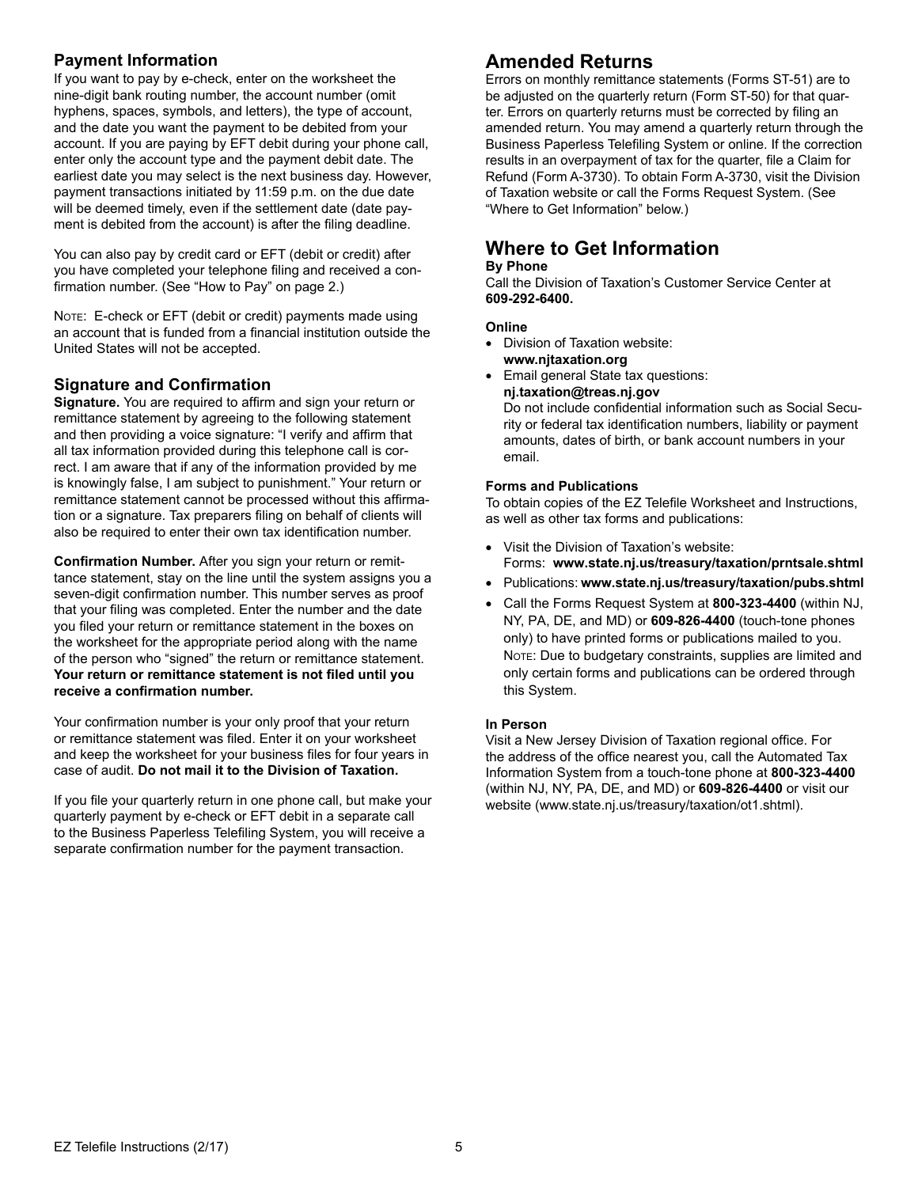### Payment Information

If you want to pay by e-check, enter on the worksheet the nine-digit bank routing number, the account number (omit hyphens, spaces, symbols, and letters), the type of account, and the date you want the payment to be debited from your account. If you are paying by EFT debit during your phone call, enter only the account type and the payment debit date. The earliest date you may select is the next business day. However, payment transactions initiated by 11:59 p.m. on the due date will be deemed timely, even if the settlement date (date payment is debited from the account) is after the filing deadline.

You can also pay by credit card or EFT (debit or credit) after you have completed your telephone filing and received a confirmation number. (See "How to Pay" on page 2.)

Note: E-check or EFT (debit or credit) payments made using an account that is funded from a financial institution outside the United States will not be accepted.

### Signature and Confirmation

**Signature.** You are required to affirm and sign your return or remittance statement by agreeing to the following statement and then providing a voice signature: "I verify and affirm that all tax information provided during this telephone call is correct. I am aware that if any of the information provided by me is knowingly false, I am subject to punishment." Your return or remittance statement cannot be processed without this affirmation or a signature. Tax preparers filing on behalf of clients will also be required to enter their own tax identification number.

**Confirmation Number.** After you sign your return or remittance statement, stay on the line until the system assigns you a seven-digit confirmation number. This number serves as proof that your filing was completed. Enter the number and the date you filed your return or remittance statement in the boxes on the worksheet for the appropriate period along with the name of the person who "signed" the return or remittance statement. **Your return or remittance statement is not filed until you receive a confirmation number.**

Your confirmation number is your only proof that your return or remittance statement was filed. Enter it on your worksheet and keep the worksheet for your business files for four years in case of audit. **Do not mail it to the Division of Taxation.**

If you file your quarterly return in one phone call, but make your quarterly payment by e-check or EFT debit in a separate call to the Business Paperless Telefiling System, you will receive a separate confirmation number for the payment transaction.

## Amended Returns

Errors on monthly remittance statements (Forms ST-51) are to be adjusted on the quarterly return (Form ST-50) for that quarter. Errors on quarterly returns must be corrected by filing an amended return. You may amend a quarterly return through the Business Paperless Telefiling System or online. If the correction results in an overpayment of tax for the quarter, file a Claim for Refund (Form A-3730). To obtain Form A-3730, visit the Division of Taxation website or call the Forms Request System. (See "Where to Get Information" below.)

## Where to Get Information

**By Phone**

Call the Division of Taxation's Customer Service Center at **609-292-6400.**

**Online**

- Division of Taxation website: **www.njtaxation.org**
- Email general State tax questions: **nj.taxation@treas.nj.gov**
  Do not include confidential information such as Social Security or federal tax identification numbers, liability or payment amounts, dates of birth, or bank account numbers in your email.

**Forms and Publications**

To obtain copies of the EZ Telefile Worksheet and Instructions, as well as other tax forms and publications:

- Visit the Division of Taxation's website:
  Forms: **www.state.nj.us/treasury/taxation/prntsale.shtml**
- Publications: **www.state.nj.us/treasury/taxation/pubs.shtml**
- Call the Forms Request System at **800-323-4400** (within NJ, NY, PA, DE, and MD) or **609-826-4400** (touch-tone phones only) to have printed forms or publications mailed to you.
  Note: Due to budgetary constraints, supplies are limited and only certain forms and publications can be ordered through this System.

**In Person**

Visit a New Jersey Division of Taxation regional office. For the address of the office nearest you, call the Automated Tax Information System from a touch-tone phone at **800-323-4400** (within NJ, NY, PA, DE, and MD) or **609-826-4400** or visit our website (www.state.nj.us/treasury/taxation/ot1.shtml).